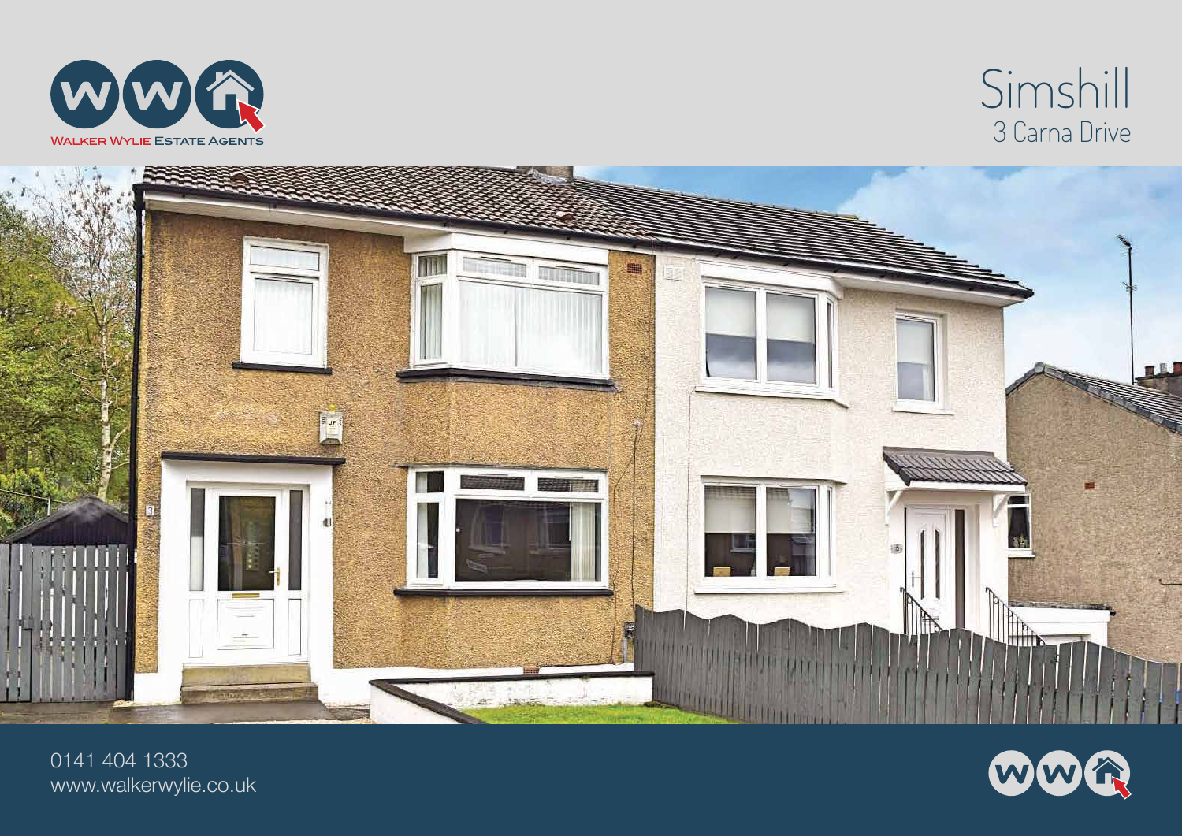WALKER WYLIE ESTATE AGENTS

# Simshill

## 3 Carna Drive

0141 404 1333
www.walkerwylie.co.uk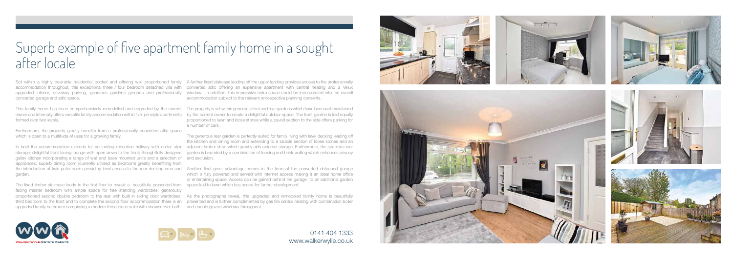# Superb example of five apartment family home in a sought after locale

Set within a highly desirable residential pocket and offering well proportioned family accommodation throughout, this exceptional three / four bedroom detached villa with upgraded interior, driveway parking, generous gardens grounds and professionally concerted garage and attic space.

This family home has been comprehensively remodelled and upgraded by the current owner and internally offers versatile family accommodation within five principle apartments formed over two levels.

Furthermore, the property greatly benefits from a professionally converted attic space which is open to a multitude of uses for a growing family.

In brief the accommodation extends to: an inviting reception hallway with under stair storage; delightful front facing lounge with open views to the front; thoughtfully designed galley kitchen incorporating a range of wall and base mounted units and a selection of appliances; superb dining room (currently utilised as bedroom) greatly benefitting from the introduction of twin patio doors providing level access to the rear decking area and garden.

The fixed timber staircase leads to the first floor to reveal: a beautifully presented front facing master bedroom with ample space for free standing wardrobes; generously proportioned second double bedroom to the rear with built in sliding door wardrobes, third bedroom to the front and to complete the second floor accommodation there is an upgraded family bathroom comprising a modern three piece suite with shower over bath.

A further fixed staircase leading off the upper landing provides access to the professionally converted attic offering an expansive apartment with central heating and a Velux window. In addition, this impressive extra space could be incorporated into the overall accommodation subject to the relevant retrospective planning consents.

The property is set within generous front and rear gardens which have been well maintained by the current owner to create a delightful outdoor space. The front garden is laid equally proportioned to lawn and loose stones while a paved section to the side offers parking for a number of cars.

The generous rear garden is perfectly suited for family living with level decking leading off the kitchen and dining room and extending to a sizable section of loose stones and an adjacent timber shed which greatly aids external storage. Furthermore, the spacious rear garden is bounded by a combination of fencing and brick walling which enhances privacy and seclusion.

Another final great advantage comes in the form of the converted detached garage which is fully powered and served with internet access making it an ideal home office or entertaining space. Access can be gained behind the garage to an additional garden space laid to lawn which has scope for further development.

As the photographs reveal, this upgraded and remodeled family home is beautifully presented and is further complimented by gas fire central heating with combination boiler and double glazed windows throughout.

X1 X2 X1

0141 404 1333
www.walkerwylie.co.uk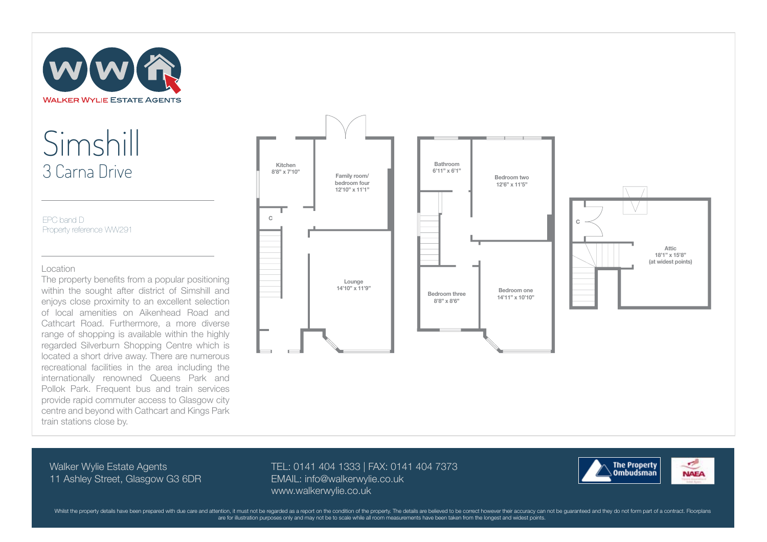WALKER WYLIE ESTATE AGENTS

# Simshill

## 3 Carna Drive

EPC band D
Property reference WW291

### Location

The property benefits from a popular positioning within the sought after district of Simshill and enjoys close proximity to an excellent selection of local amenities on Aikenhead Road and Cathcart Road. Furthermore, a more diverse range of shopping is available within the highly regarded Silverburn Shopping Centre which is located a short drive away. There are numerous recreational facilities in the area including the internationally renowned Queens Park and Pollok Park. Frequent bus and train services provide rapid commuter access to Glasgow city centre and beyond with Cathcart and Kings Park train stations close by.

Kitchen
8'8" x 7'10"

Family room/
bedroom four
12'10" x 11'1"

C

Lounge
14'10" x 11'9"

Bathroom
6'11" x 6'1"

Bedroom two
12'6" x 11'5"

Bedroom three
8'8" x 8'6"

Bedroom one
14'11" x 10'10"

C

Attic
18'1" x 15'8"
(at widest points)

Walker Wylie Estate Agents
11 Ashley Street, Glasgow G3 6DR

TEL: 0141 404 1333 | FAX: 0141 404 7373
EMAIL: info@walkerwylie.co.uk
www.walkerwylie.co.uk

The Property Ombudsman

NAEA

Whilst the property details have been prepared with due care and attention, it must not be regarded as a report on the condition of the property. The details are believed to be correct however their accuracy can not be guaranteed and they do not form part of a contract. Floorplans are for illustration purposes only and may not be to scale while all room measurements have been taken from the longest and widest points.